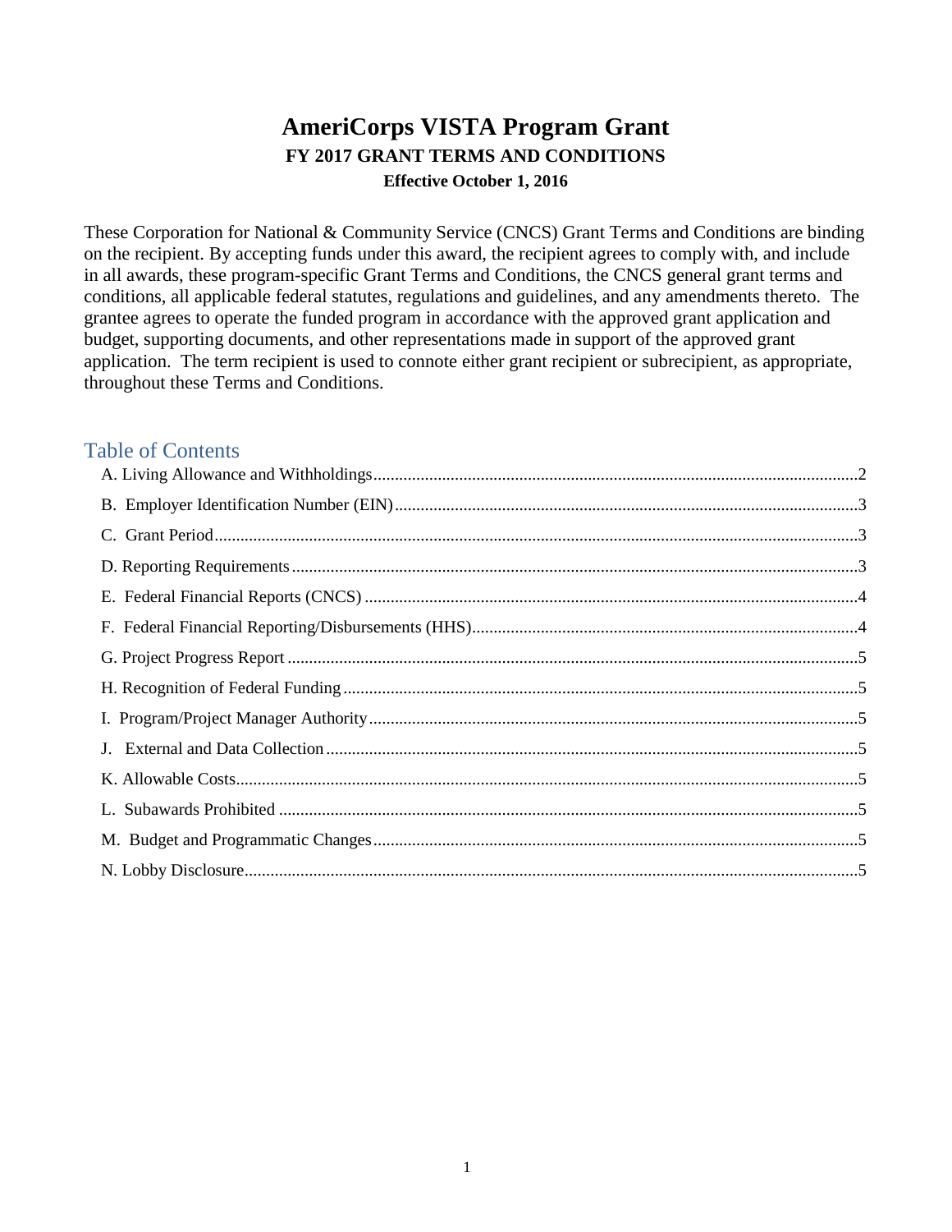# AmeriCorps VISTA Program Grant

### FY 2017 GRANT TERMS AND CONDITIONS

**Effective October 1, 2016**

These Corporation for National & Community Service (CNCS) Grant Terms and Conditions are binding on the recipient. By accepting funds under this award, the recipient agrees to comply with, and include in all awards, these program-specific Grant Terms and Conditions, the CNCS general grant terms and conditions, all applicable federal statutes, regulations and guidelines, and any amendments thereto. The grantee agrees to operate the funded program in accordance with the approved grant application and budget, supporting documents, and other representations made in support of the approved grant application. The term recipient is used to connote either grant recipient or subrecipient, as appropriate, throughout these Terms and Conditions.

## Table of Contents

A. Living Allowance and Withholdings....2

B. Employer Identification Number (EIN)....3

C. Grant Period....3

D. Reporting Requirements....3

E. Federal Financial Reports (CNCS)....4

F. Federal Financial Reporting/Disbursements (HHS)....4

G. Project Progress Report....5

H. Recognition of Federal Funding....5

I. Program/Project Manager Authority....5

J. External and Data Collection....5

K. Allowable Costs....5

L. Subawards Prohibited....5

M. Budget and Programmatic Changes....5

N. Lobby Disclosure....5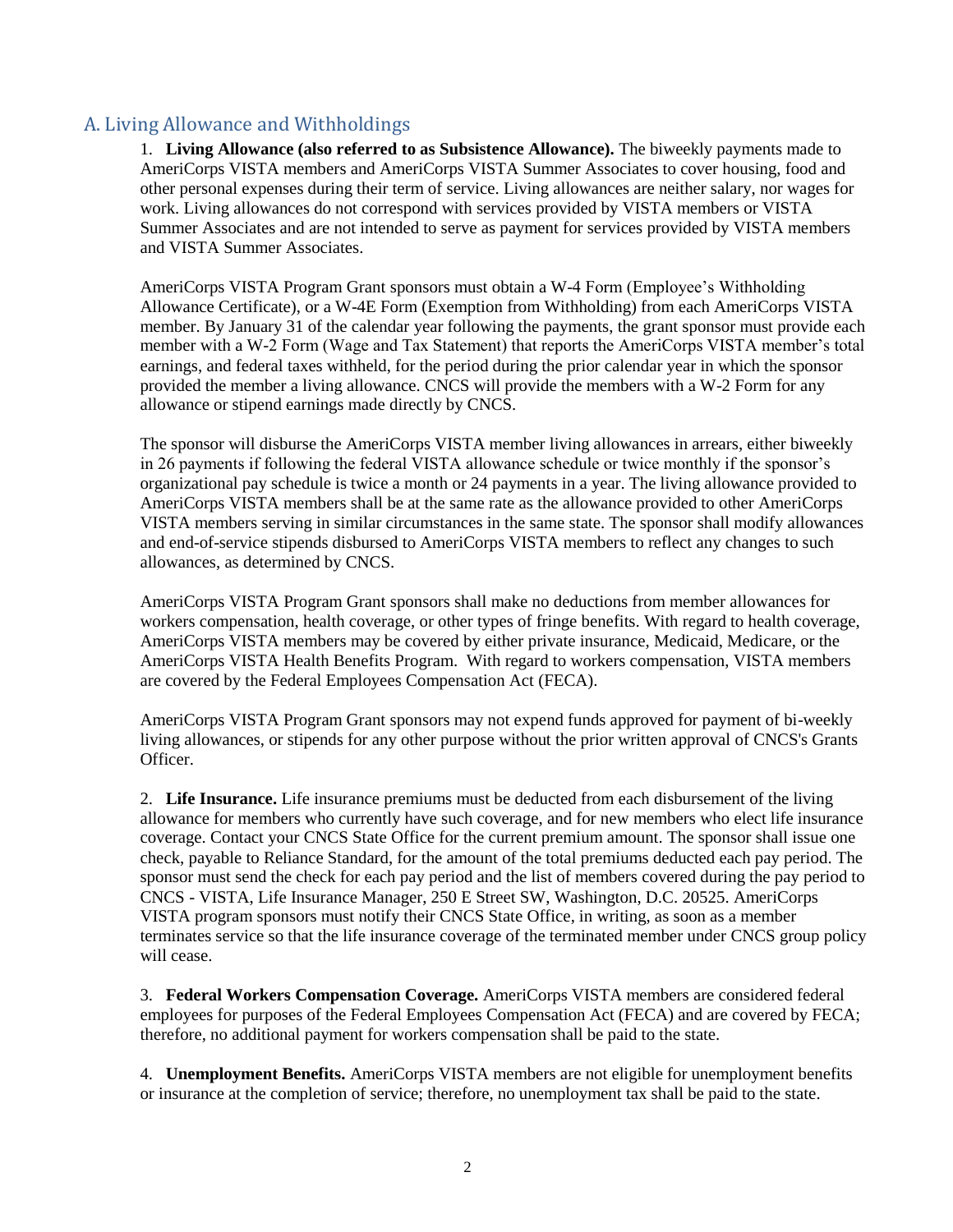## A. Living Allowance and Withholdings

1. **Living Allowance (also referred to as Subsistence Allowance).** The biweekly payments made to AmeriCorps VISTA members and AmeriCorps VISTA Summer Associates to cover housing, food and other personal expenses during their term of service. Living allowances are neither salary, nor wages for work. Living allowances do not correspond with services provided by VISTA members or VISTA Summer Associates and are not intended to serve as payment for services provided by VISTA members and VISTA Summer Associates.

AmeriCorps VISTA Program Grant sponsors must obtain a W-4 Form (Employee's Withholding Allowance Certificate), or a W-4E Form (Exemption from Withholding) from each AmeriCorps VISTA member. By January 31 of the calendar year following the payments, the grant sponsor must provide each member with a W-2 Form (Wage and Tax Statement) that reports the AmeriCorps VISTA member's total earnings, and federal taxes withheld, for the period during the prior calendar year in which the sponsor provided the member a living allowance. CNCS will provide the members with a W-2 Form for any allowance or stipend earnings made directly by CNCS.

The sponsor will disburse the AmeriCorps VISTA member living allowances in arrears, either biweekly in 26 payments if following the federal VISTA allowance schedule or twice monthly if the sponsor's organizational pay schedule is twice a month or 24 payments in a year. The living allowance provided to AmeriCorps VISTA members shall be at the same rate as the allowance provided to other AmeriCorps VISTA members serving in similar circumstances in the same state. The sponsor shall modify allowances and end-of-service stipends disbursed to AmeriCorps VISTA members to reflect any changes to such allowances, as determined by CNCS.

AmeriCorps VISTA Program Grant sponsors shall make no deductions from member allowances for workers compensation, health coverage, or other types of fringe benefits. With regard to health coverage, AmeriCorps VISTA members may be covered by either private insurance, Medicaid, Medicare, or the AmeriCorps VISTA Health Benefits Program. With regard to workers compensation, VISTA members are covered by the Federal Employees Compensation Act (FECA).

AmeriCorps VISTA Program Grant sponsors may not expend funds approved for payment of bi-weekly living allowances, or stipends for any other purpose without the prior written approval of CNCS's Grants Officer.

2. **Life Insurance.** Life insurance premiums must be deducted from each disbursement of the living allowance for members who currently have such coverage, and for new members who elect life insurance coverage. Contact your CNCS State Office for the current premium amount. The sponsor shall issue one check, payable to Reliance Standard, for the amount of the total premiums deducted each pay period. The sponsor must send the check for each pay period and the list of members covered during the pay period to CNCS - VISTA, Life Insurance Manager, 250 E Street SW, Washington, D.C. 20525. AmeriCorps VISTA program sponsors must notify their CNCS State Office, in writing, as soon as a member terminates service so that the life insurance coverage of the terminated member under CNCS group policy will cease.

3. **Federal Workers Compensation Coverage.** AmeriCorps VISTA members are considered federal employees for purposes of the Federal Employees Compensation Act (FECA) and are covered by FECA; therefore, no additional payment for workers compensation shall be paid to the state.

4. **Unemployment Benefits.** AmeriCorps VISTA members are not eligible for unemployment benefits or insurance at the completion of service; therefore, no unemployment tax shall be paid to the state.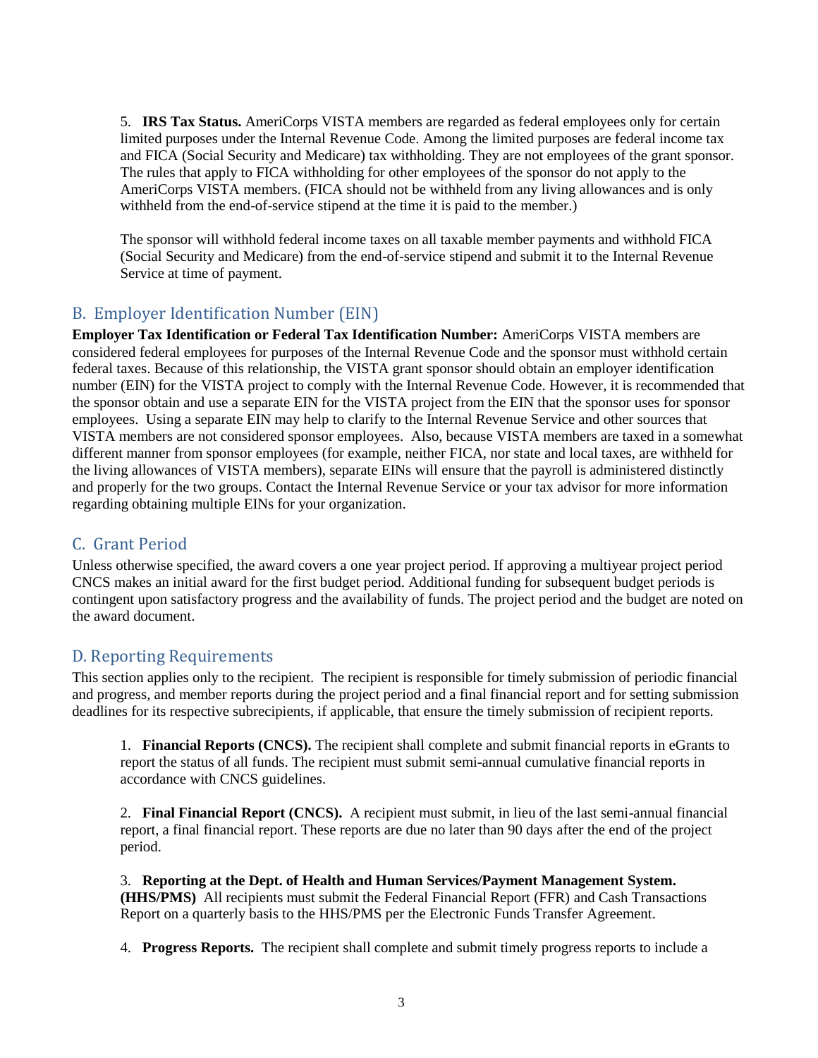5. **IRS Tax Status.** AmeriCorps VISTA members are regarded as federal employees only for certain limited purposes under the Internal Revenue Code. Among the limited purposes are federal income tax and FICA (Social Security and Medicare) tax withholding. They are not employees of the grant sponsor. The rules that apply to FICA withholding for other employees of the sponsor do not apply to the AmeriCorps VISTA members. (FICA should not be withheld from any living allowances and is only withheld from the end-of-service stipend at the time it is paid to the member.)

The sponsor will withhold federal income taxes on all taxable member payments and withhold FICA (Social Security and Medicare) from the end-of-service stipend and submit it to the Internal Revenue Service at time of payment.

## B. Employer Identification Number (EIN)

**Employer Tax Identification or Federal Tax Identification Number:** AmeriCorps VISTA members are considered federal employees for purposes of the Internal Revenue Code and the sponsor must withhold certain federal taxes. Because of this relationship, the VISTA grant sponsor should obtain an employer identification number (EIN) for the VISTA project to comply with the Internal Revenue Code. However, it is recommended that the sponsor obtain and use a separate EIN for the VISTA project from the EIN that the sponsor uses for sponsor employees. Using a separate EIN may help to clarify to the Internal Revenue Service and other sources that VISTA members are not considered sponsor employees. Also, because VISTA members are taxed in a somewhat different manner from sponsor employees (for example, neither FICA, nor state and local taxes, are withheld for the living allowances of VISTA members), separate EINs will ensure that the payroll is administered distinctly and properly for the two groups. Contact the Internal Revenue Service or your tax advisor for more information regarding obtaining multiple EINs for your organization.

## C. Grant Period

Unless otherwise specified, the award covers a one year project period. If approving a multiyear project period CNCS makes an initial award for the first budget period. Additional funding for subsequent budget periods is contingent upon satisfactory progress and the availability of funds. The project period and the budget are noted on the award document.

## D. Reporting Requirements

This section applies only to the recipient. The recipient is responsible for timely submission of periodic financial and progress, and member reports during the project period and a final financial report and for setting submission deadlines for its respective subrecipients, if applicable, that ensure the timely submission of recipient reports.

1. **Financial Reports (CNCS).** The recipient shall complete and submit financial reports in eGrants to report the status of all funds. The recipient must submit semi-annual cumulative financial reports in accordance with CNCS guidelines.

2. **Final Financial Report (CNCS).** A recipient must submit, in lieu of the last semi-annual financial report, a final financial report. These reports are due no later than 90 days after the end of the project period.

3. **Reporting at the Dept. of Health and Human Services/Payment Management System. (HHS/PMS)** All recipients must submit the Federal Financial Report (FFR) and Cash Transactions Report on a quarterly basis to the HHS/PMS per the Electronic Funds Transfer Agreement.

4. **Progress Reports.** The recipient shall complete and submit timely progress reports to include a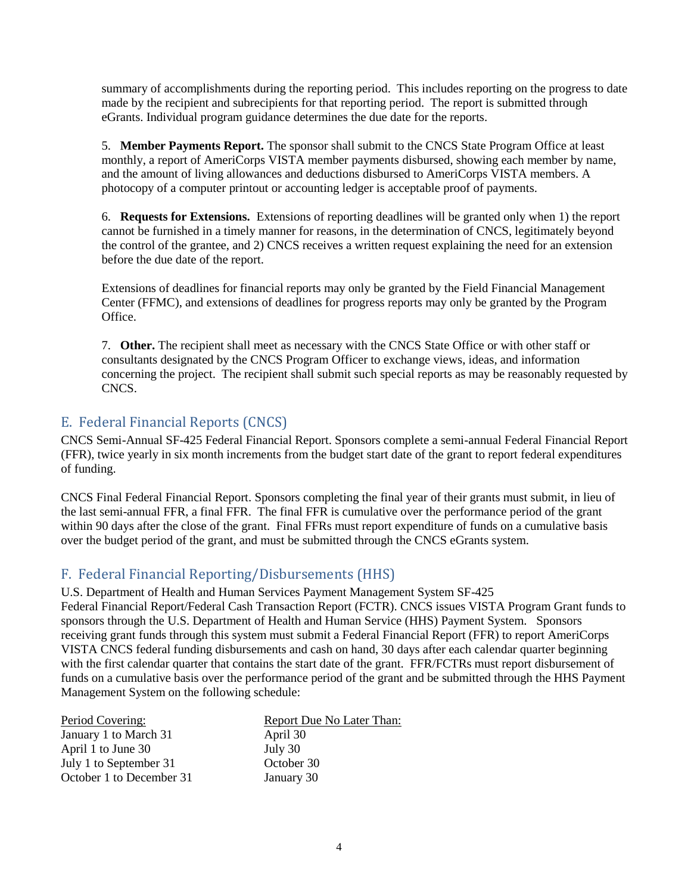summary of accomplishments during the reporting period. This includes reporting on the progress to date made by the recipient and subrecipients for that reporting period. The report is submitted through eGrants. Individual program guidance determines the due date for the reports.

5. **Member Payments Report.** The sponsor shall submit to the CNCS State Program Office at least monthly, a report of AmeriCorps VISTA member payments disbursed, showing each member by name, and the amount of living allowances and deductions disbursed to AmeriCorps VISTA members. A photocopy of a computer printout or accounting ledger is acceptable proof of payments.

6. **Requests for Extensions.** Extensions of reporting deadlines will be granted only when 1) the report cannot be furnished in a timely manner for reasons, in the determination of CNCS, legitimately beyond the control of the grantee, and 2) CNCS receives a written request explaining the need for an extension before the due date of the report.

Extensions of deadlines for financial reports may only be granted by the Field Financial Management Center (FFMC), and extensions of deadlines for progress reports may only be granted by the Program Office.

7. **Other.** The recipient shall meet as necessary with the CNCS State Office or with other staff or consultants designated by the CNCS Program Officer to exchange views, ideas, and information concerning the project. The recipient shall submit such special reports as may be reasonably requested by CNCS.

## E. Federal Financial Reports (CNCS)

CNCS Semi-Annual SF-425 Federal Financial Report. Sponsors complete a semi-annual Federal Financial Report (FFR), twice yearly in six month increments from the budget start date of the grant to report federal expenditures of funding.

CNCS Final Federal Financial Report. Sponsors completing the final year of their grants must submit, in lieu of the last semi-annual FFR, a final FFR. The final FFR is cumulative over the performance period of the grant within 90 days after the close of the grant. Final FFRs must report expenditure of funds on a cumulative basis over the budget period of the grant, and must be submitted through the CNCS eGrants system.

## F. Federal Financial Reporting/Disbursements (HHS)

U.S. Department of Health and Human Services Payment Management System SF-425
Federal Financial Report/Federal Cash Transaction Report (FCTR). CNCS issues VISTA Program Grant funds to sponsors through the U.S. Department of Health and Human Service (HHS) Payment System. Sponsors receiving grant funds through this system must submit a Federal Financial Report (FFR) to report AmeriCorps VISTA CNCS federal funding disbursements and cash on hand, 30 days after each calendar quarter beginning with the first calendar quarter that contains the start date of the grant. FFR/FCTRs must report disbursement of funds on a cumulative basis over the performance period of the grant and be submitted through the HHS Payment Management System on the following schedule:

| Period Covering: | Report Due No Later Than: |
|---|---|
| January 1 to March 31 | April 30 |
| April 1 to June 30 | July 30 |
| July 1 to September 31 | October 30 |
| October 1 to December 31 | January 30 |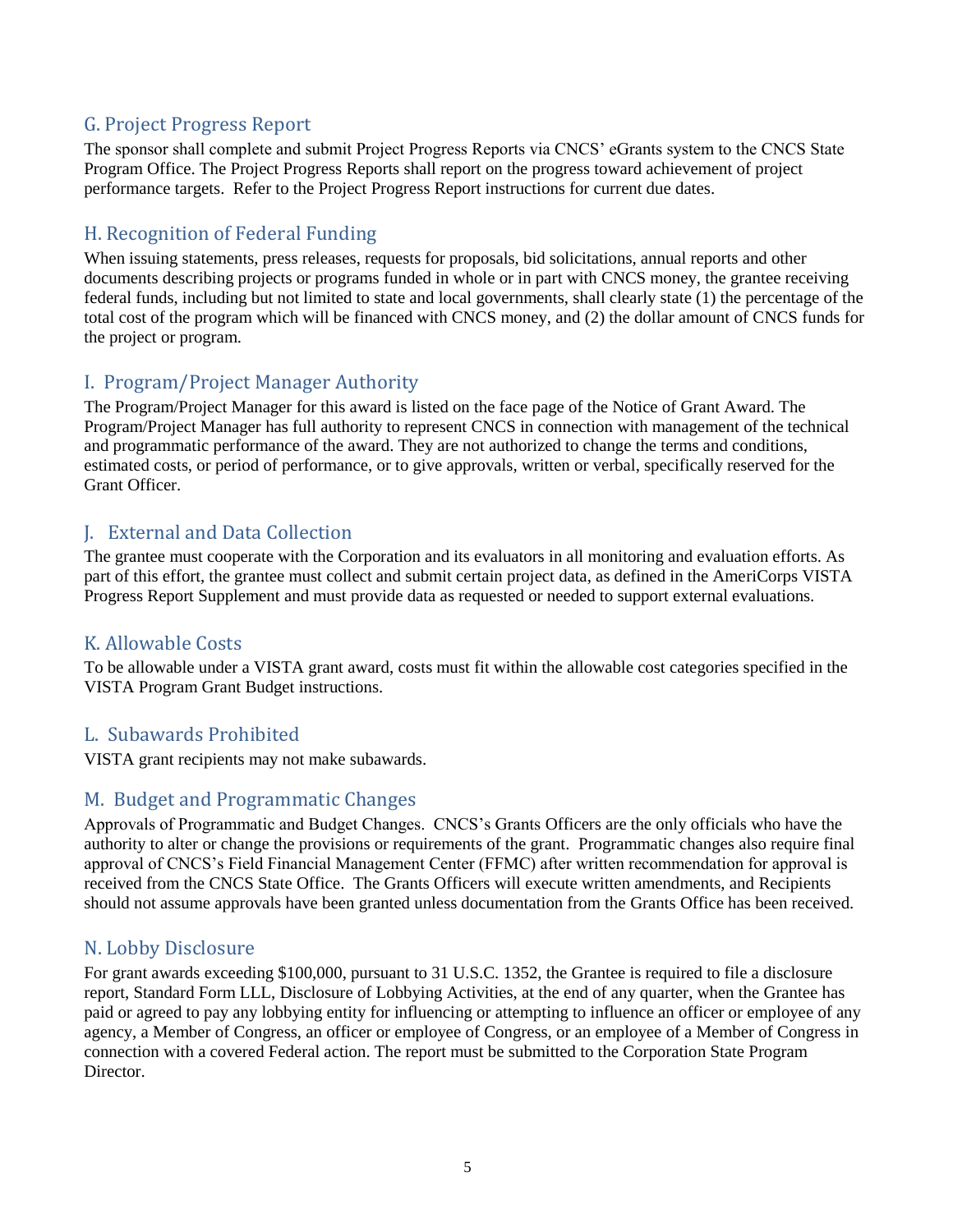## G. Project Progress Report

The sponsor shall complete and submit Project Progress Reports via CNCS' eGrants system to the CNCS State Program Office. The Project Progress Reports shall report on the progress toward achievement of project performance targets. Refer to the Project Progress Report instructions for current due dates.

## H. Recognition of Federal Funding

When issuing statements, press releases, requests for proposals, bid solicitations, annual reports and other documents describing projects or programs funded in whole or in part with CNCS money, the grantee receiving federal funds, including but not limited to state and local governments, shall clearly state (1) the percentage of the total cost of the program which will be financed with CNCS money, and (2) the dollar amount of CNCS funds for the project or program.

## I. Program/Project Manager Authority

The Program/Project Manager for this award is listed on the face page of the Notice of Grant Award. The Program/Project Manager has full authority to represent CNCS in connection with management of the technical and programmatic performance of the award. They are not authorized to change the terms and conditions, estimated costs, or period of performance, or to give approvals, written or verbal, specifically reserved for the Grant Officer.

## J. External and Data Collection

The grantee must cooperate with the Corporation and its evaluators in all monitoring and evaluation efforts. As part of this effort, the grantee must collect and submit certain project data, as defined in the AmeriCorps VISTA Progress Report Supplement and must provide data as requested or needed to support external evaluations.

## K. Allowable Costs

To be allowable under a VISTA grant award, costs must fit within the allowable cost categories specified in the VISTA Program Grant Budget instructions.

## L. Subawards Prohibited

VISTA grant recipients may not make subawards.

## M. Budget and Programmatic Changes

Approvals of Programmatic and Budget Changes. CNCS's Grants Officers are the only officials who have the authority to alter or change the provisions or requirements of the grant. Programmatic changes also require final approval of CNCS's Field Financial Management Center (FFMC) after written recommendation for approval is received from the CNCS State Office. The Grants Officers will execute written amendments, and Recipients should not assume approvals have been granted unless documentation from the Grants Office has been received.

## N. Lobby Disclosure

For grant awards exceeding $100,000, pursuant to 31 U.S.C. 1352, the Grantee is required to file a disclosure report, Standard Form LLL, Disclosure of Lobbying Activities, at the end of any quarter, when the Grantee has paid or agreed to pay any lobbying entity for influencing or attempting to influence an officer or employee of any agency, a Member of Congress, an officer or employee of Congress, or an employee of a Member of Congress in connection with a covered Federal action. The report must be submitted to the Corporation State Program Director.